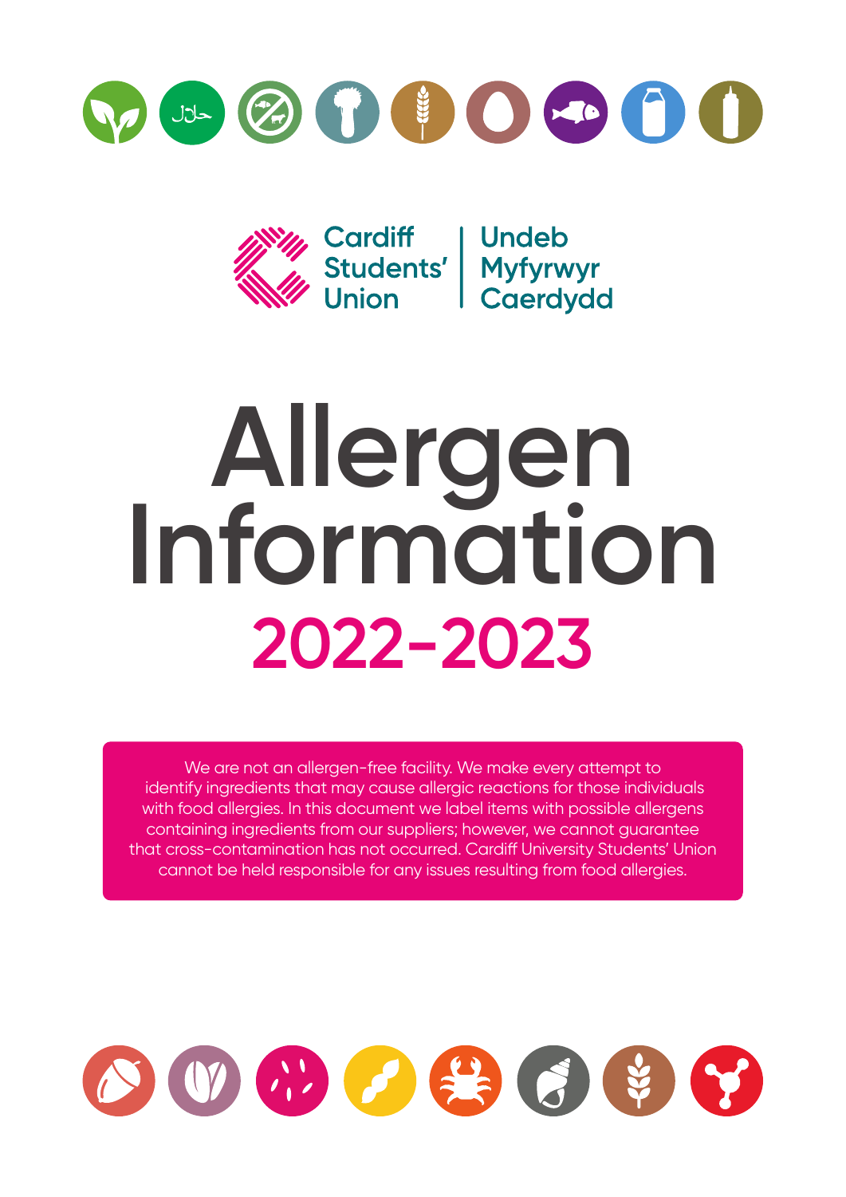Cardiff Students' Union | Undeb Myfyrwyr Caerdydd

# Allergen Information

## 2022-2023

We are not an allergen-free facility. We make every attempt to identify ingredients that may cause allergic reactions for those individuals with food allergies. In this document we label items with possible allergens containing ingredients from our suppliers; however, we cannot guarantee that cross-contamination has not occurred. Cardiff University Students' Union cannot be held responsible for any issues resulting from food allergies.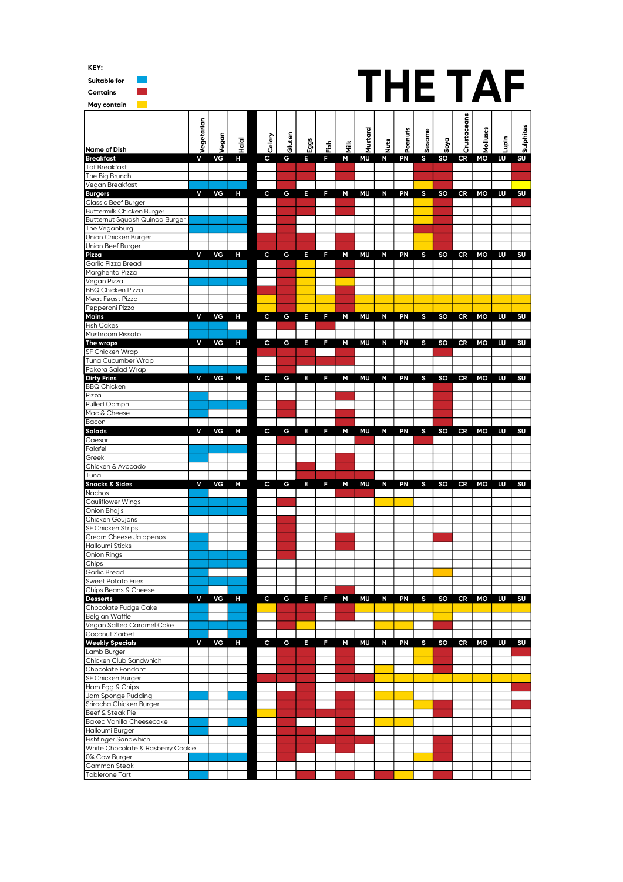**KEY:**

- Suitable for: ✓
- Contains: ●
- May contain: ○

# THE TAF

| Name of Dish | Vegetarian | Vegan | Halal | Celery | Gluten | Eggs | Fish | Milk | Mustard | Nuts | Peanuts | Sesame | Soya | Crustaceans | Molluscs | Lupin | Sulphites |
|---|---|---|---|---|---|---|---|---|---|---|---|---|---|---|---|---|---|
| **Breakfast** | **V** | **VG** | **H** | **C** | **G** | **E** | **F** | **M** | **MU** | **N** | **PN** | **S** | **SO** | **CR** | **MO** | **LU** | **SU** |
| Taf Breakfast | | | | | ● | ● | | ● | | | | ● | ● | | | | ● |
| The Big Brunch | | | | | ● | ● | | ● | | | | ● | ● | | | | ● |
| Vegan Breakfast | ✓ | ✓ | ✓ | | ● | | | | | | | ○ | ● | | | | ○ |
| **Burgers** | **V** | **VG** | **H** | **C** | **G** | **E** | **F** | **M** | **MU** | **N** | **PN** | **S** | **SO** | **CR** | **MO** | **LU** | **SU** |
| Classic Beef Burger | | | | | ● | ● | | ● | | | | ○ | ● | | | | ● |
| Buttermilk Chicken Burger | | | | | ● | ● | | ● | | | | ○ | ● | | | | |
| Butternut Squash Quinoa Burger | ✓ | ✓ | ✓ | | ● | | | | | | | ○ | ● | | | | |
| The Veganburg | ✓ | ✓ | ✓ | | ● | | | | | | | ● | ● | | | | |
| Union Chicken Burger | | | | ● | ● | ● | | ● | | | | ○ | ● | | | | |
| Union Beef Burger | | | | ● | ● | ● | | ● | | | | ○ | ● | | | | |
| **Pizza** | **V** | **VG** | **H** | **C** | **G** | **E** | **F** | **M** | **MU** | **N** | **PN** | **S** | **SO** | **CR** | **MO** | **LU** | **SU** |
| Garlic Pizza Bread | ✓ | ✓ | ✓ | | ● | ○ | | ● | | | | | | | | | |
| Margherita Pizza | ✓ | | | | ● | ○ | | ● | | | | | | | | | |
| Vegan Pizza | ✓ | ✓ | ✓ | | ● | ○ | | ○ | | | | | | | | | |
| BBQ Chicken Pizza | | | | ● | ● | ○ | | ● | | | | | | | | | |
| Meat Feast Pizza | | | | ○ | ● | ○ | ○ | ● | ○ | ○ | ○ | ○ | ○ | ○ | ○ | ○ | ○ |
| Pepperoni Pizza | | | | ○ | ● | ○ | ○ | ● | ○ | ○ | ○ | ○ | ○ | ○ | ○ | ○ | ○ |
| **Mains** | **V** | **VG** | **H** | **C** | **G** | **E** | **F** | **M** | **MU** | **N** | **PN** | **S** | **SO** | **CR** | **MO** | **LU** | **SU** |
| Fish Cakes | ✓ | ✓ | ✓ | | ● | | ● | | | | | | | | | | |
| Mushroom Rissoto | ✓ | ✓ | ✓ | | | | | | | | | | | | | | |
| **The wraps** | **V** | **VG** | **H** | **C** | **G** | **E** | **F** | **M** | **MU** | **N** | **PN** | **S** | **SO** | **CR** | **MO** | **LU** | **SU** |
| SF Chicken Wrap | | | | ● | ● | | | ● | | | | | ● | | | | |
| Tuna Cucumber Wrap | | | | | ● | ● | ● | ● | | | | | | | | | |
| Pakora Salad Wrap | ✓ | ✓ | ✓ | | ● | | | | | | | | | | | | |
| **Dirty Fries** | **V** | **VG** | **H** | **C** | **G** | **E** | **F** | **M** | **MU** | **N** | **PN** | **S** | **SO** | **CR** | **MO** | **LU** | **SU** |
| BBQ Chicken | | | | | | | | | | | | | ● | | | | |
| Pizza | ✓ | | | | | | | ● | | | | | ● | | | | |
| Pulled Oomph | ✓ | ✓ | ✓ | | ● | | | | | | | | ● | | | | |
| Mac & Cheese | ✓ | | | | ● | | | ● | | | | | ● | | | | |
| Bacon | | | | | | | | ● | | | | | ● | | | | |
| **Salads** | **V** | **VG** | **H** | **C** | **G** | **E** | **F** | **M** | **MU** | **N** | **PN** | **S** | **SO** | **CR** | **MO** | **LU** | **SU** |
| Caesar | | | | | ● | | | | ● | | | ● | | | | | |
| Falafel | ✓ | ✓ | ✓ | | | | | | | | | | | | | | |
| Greek | ✓ | | | | | | | ● | | | | | | | | | |
| Chicken & Avocado | | | | | | | | ● | | | | | | | | | |
| Tuna | | | | | | ● | ● | ● | ● | | | | | | | | |
| **Snacks & Sides** | **V** | **VG** | **H** | **C** | **G** | **E** | **F** | **M** | **MU** | **N** | **PN** | **S** | **SO** | **CR** | **MO** | **LU** | **SU** |
| Nachos | ✓ | | | | | | | ● | ● | | | | | | | | |
| Cauliflower Wings | ✓ | ✓ | ✓ | | ● | | | | | ○ | ○ | | | | | | |
| Onion Bhajis | ✓ | ✓ | ✓ | | | | | | | | | | | | | | |
| Chicken Goujons | | | | | ● | | | | | | | | | | | | |
| SF Chicken Strips | | | | | ● | | | | | | | | | | | | |
| Cream Cheese Jalapenos | ✓ | | | | ● | | | ● | | | | | ● | | | | |
| Halloumi Sticks | ✓ | | | | ● | | | ● | | | | | | | | | |
| Onion Rings | ✓ | ✓ | ✓ | | ● | | | | | | | | | | | | |
| Chips | ✓ | ✓ | ✓ | | | | | | | | | | | | | | |
| Garlic Bread | ✓ | | | | | | | | | | | | ○ | | | | |
| Sweet Potato Fries | ✓ | ✓ | ✓ | | | | | | | | | | | | | | |
| Chips Beans & Cheese | ✓ | | ✓ | | | | | ● | | | | | | | | | |
| **Desserts** | **V** | **VG** | **H** | **C** | **G** | **E** | **F** | **M** | **MU** | **N** | **PN** | **S** | **SO** | **CR** | **MO** | **LU** | **SU** |
| Chocolate Fudge Cake | ✓ | | ✓ | ○ | ● | ● | ○ | ● | ○ | ○ | ○ | ○ | ○ | ○ | ○ | ○ | ○ |
| Belgian Waffle | ✓ | | ✓ | | ● | ● | | ● | | | | | ○ | | | | |
| Vegan Salted Caramel Cake | ✓ | ✓ | ✓ | | ● | ○ | | | | ○ | ○ | | ● | | | | |
| Coconut Sorbet | ✓ | ✓ | ✓ | | | | | | | | | | | | | | |
| **Weekly Specials** | **V** | **VG** | **H** | **C** | **G** | **E** | **F** | **M** | **MU** | **N** | **PN** | **S** | **SO** | **CR** | **MO** | **LU** | **SU** |
| Lamb Burger | | | | | ● | ● | | ● | | | | ○ | ● | | | | ● |
| Chicken Club Sandwhich | | | | | ● | ● | | ● | | | | ○ | ● | | | | |
| Chocolate Fondant | | | | | ● | ● | | ● | | ○ | | | ● | | | | |
| SF Chicken Burger | | | | ● | ● | ● | | ● | ● | ○ | ○ | ○ | ○ | ○ | ○ | ○ | ○ |
| Ham Egg & Chips | | | | | | ● | | | | | | | | | | | ● |
| Jam Sponge Pudding | ✓ | | ✓ | | ● | ● | | ● | | ○ | ○ | | | | | | |
| Sriracha Chicken Burger | | | | | ● | ● | | ● | | | | ○ | ● | | | | ● |
| Beef & Steak Pie | | | | ○ | ● | ● | ● | ● | | | | | ● | | | | |
| Baked Vanilla Cheesecake | ✓ | | ✓ | | ● | | | ● | | ○ | ○ | | | | | | |
| Halloumi Burger | ✓ | | | | ● | ● | | ● | | | | | | | | | |
| Fishfinger Sandwhich | | | | | ● | ● | ● | ● | ● | | | | ● | | | | |
| White Chocolate & Rasberry Cookie | | | | | ● | ● | | ● | | | | | ● | | | | |
| 0% Cow Burger | ✓ | ✓ | ✓ | | ● | | | | | | | ○ | ● | | | | |
| Gammon Steak | | | | | | | | | | | | | | | | | |
| Toblerone Tart | ✓ | | | | | ● | | ● | | ● | ○ | | | | | | |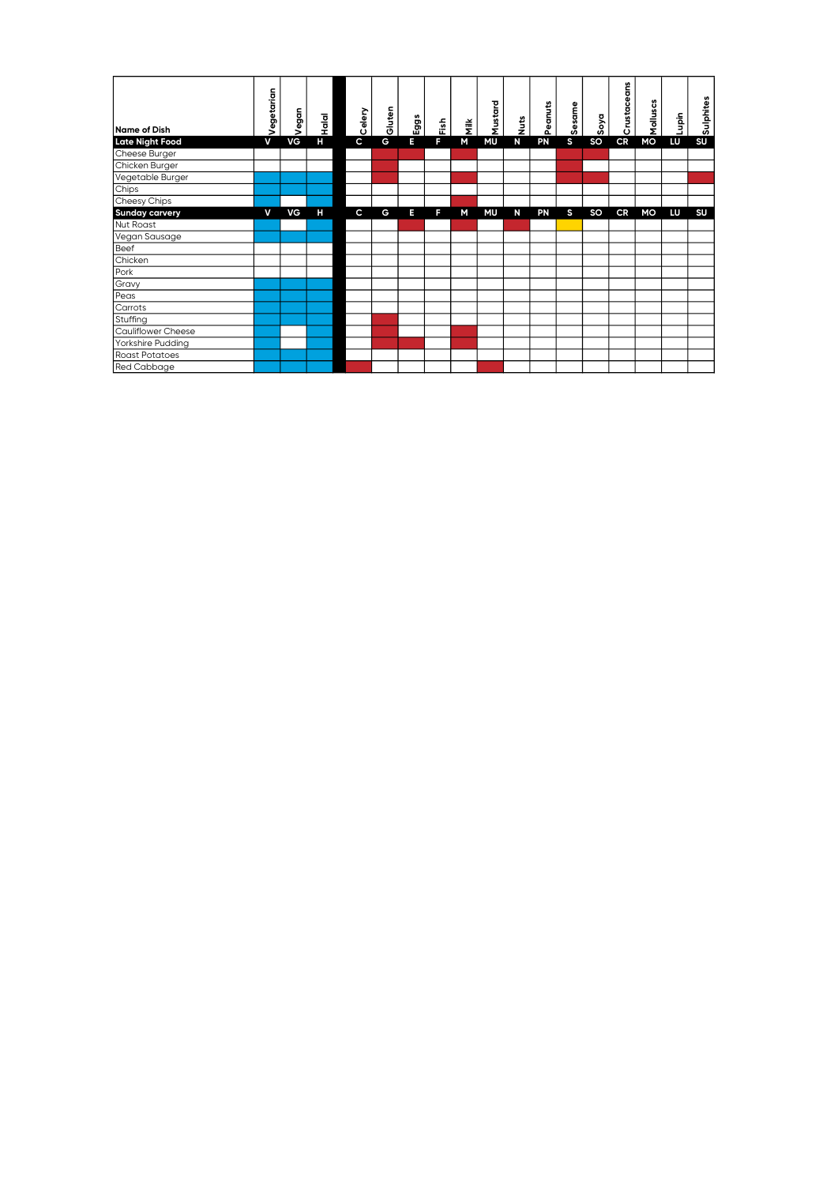| Name of Dish | Vegetarian | Vegan | Halal | Celery | Gluten | Eggs | Fish | Milk | Mustard | Nuts | Peanuts | Sesame | Soya | Crustaceans | Molluscs | Lupin | Sulphites |
|---|---|---|---|---|---|---|---|---|---|---|---|---|---|---|---|---|---|
| **Late Night Food** | **V** | **VG** | **H** | **C** | **G** | **E** | **F** | **M** | **MU** | **N** | **PN** | **S** | **SO** | **CR** | **MO** | **LU** | **SU** |
| Cheese Burger | | | | | ● | ● | | ● | | | | ● | ● | | | | |
| Chicken Burger | | | | | ● | | | | | | | ● | | | | | |
| Vegetable Burger | ✓ | ✓ | ✓ | | ● | | | ● | | | | ● | ● | | | | ● |
| Chips | ✓ | ✓ | ✓ | | | | | | | | | | | | | | |
| Cheesy Chips | ✓ | | ✓ | | | | | ● | | | | | | | | | |
| **Sunday carvery** | **V** | **VG** | **H** | **C** | **G** | **E** | **F** | **M** | **MU** | **N** | **PN** | **S** | **SO** | **CR** | **MO** | **LU** | **SU** |
| Nut Roast | ✓ | | ✓ | | | ● | | ● | | ● | | ○ | | | | | |
| Vegan Sausage | ✓ | ✓ | ✓ | | | | | | | | | | | | | | |
| Beef | | | | | | | | | | | | | | | | | |
| Chicken | | | | | | | | | | | | | | | | | |
| Pork | | | | | | | | | | | | | | | | | |
| Gravy | ✓ | ✓ | ✓ | | | | | | | | | | | | | | |
| Peas | ✓ | ✓ | ✓ | | | | | | | | | | | | | | |
| Carrots | ✓ | ✓ | ✓ | | | | | | | | | | | | | | |
| Stuffing | ✓ | ✓ | ✓ | | ● | | | | | | | | | | | | |
| Cauliflower Cheese | ✓ | | ✓ | | ● | | | ● | | | | | | | | | |
| Yorkshire Pudding | ✓ | | ✓ | | ● | ● | | ● | | | | | | | | | |
| Roast Potatoes | ✓ | ✓ | ✓ | | | | | | | | | | | | | | |
| Red Cabbage | ✓ | ✓ | ✓ | ● | | | | | ● | | | | | | | | |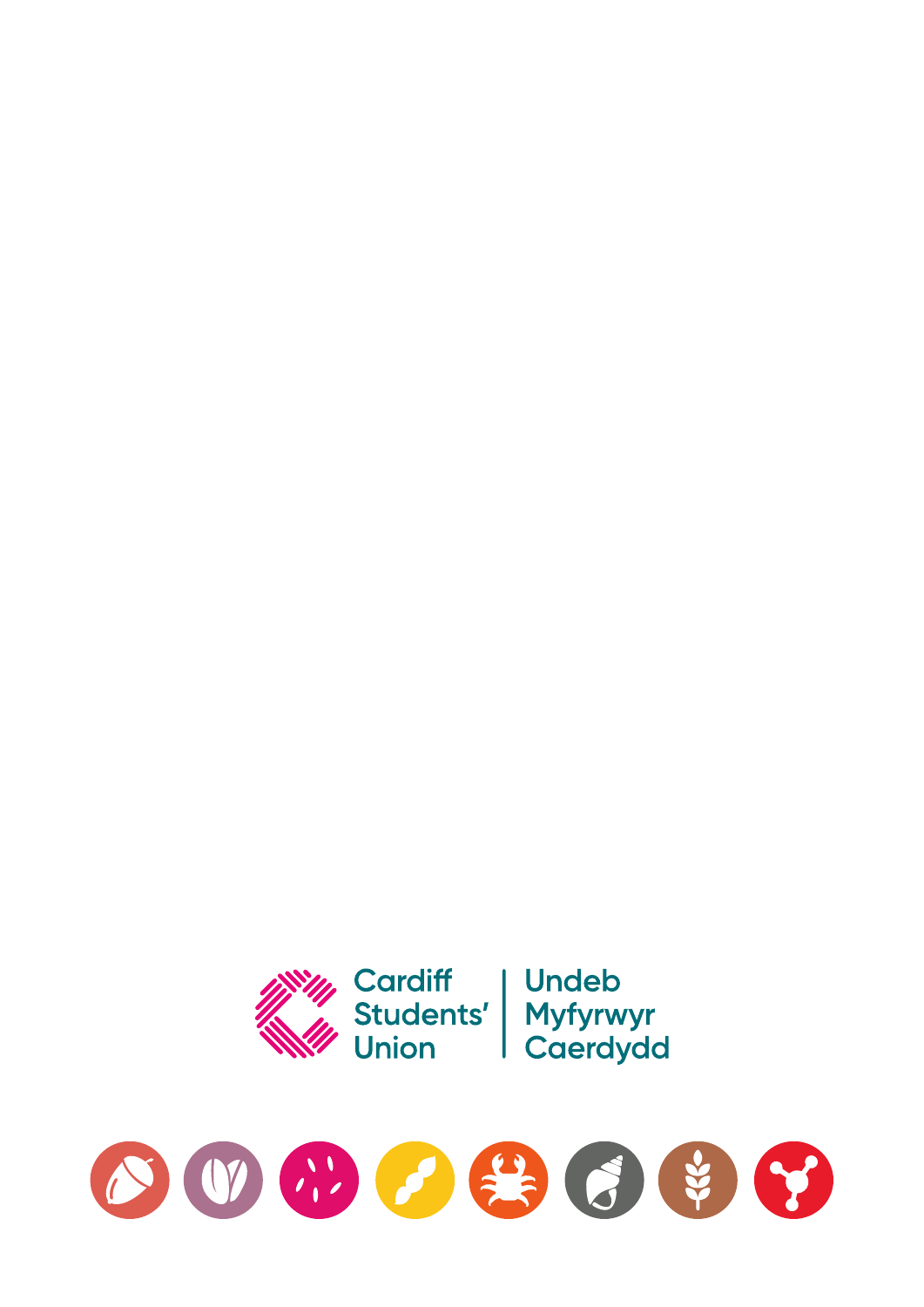Cardiff Students' Union | Undeb Myfyrwyr Caerdydd